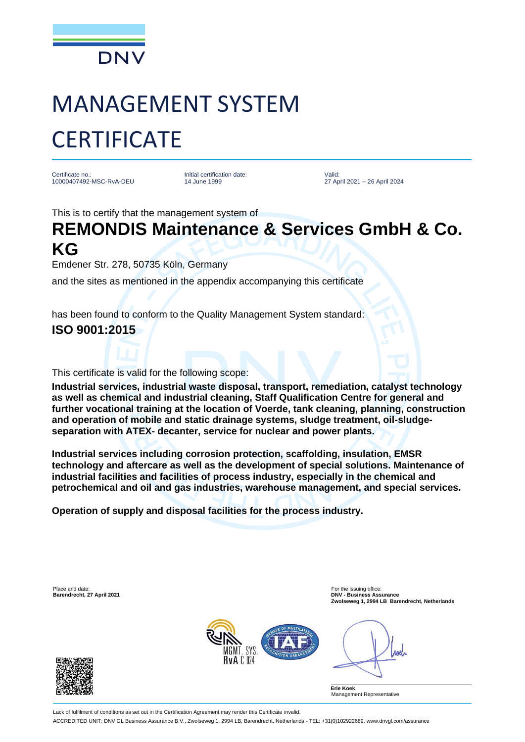DNV

# MANAGEMENT SYSTEM CERTIFICATE

Certificate no.:
10000407492-MSC-RvA-DEU

Initial certification date:
14 June 1999

Valid:
27 April 2021 – 26 April 2024

This is to certify that the management system of

## REMONDIS Maintenance & Services GmbH & Co. KG

Emdener Str. 278, 50735 Köln, Germany

and the sites as mentioned in the appendix accompanying this certificate

has been found to conform to the Quality Management System standard:

**ISO 9001:2015**

This certificate is valid for the following scope:

**Industrial services, industrial waste disposal, transport, remediation, catalyst technology as well as chemical and industrial cleaning, Staff Qualification Centre for general and further vocational training at the location of Voerde, tank cleaning, planning, construction and operation of mobile and static drainage systems, sludge treatment, oil-sludge-separation with ATEX- decanter, service for nuclear and power plants.**

**Industrial services including corrosion protection, scaffolding, insulation, EMSR technology and aftercare as well as the development of special solutions. Maintenance of industrial facilities and facilities of process industry, especially in the chemical and petrochemical and oil and gas industries, warehouse management, and special services.**

**Operation of supply and disposal facilities for the process industry.**

Place and date:
**Barendrecht, 27 April 2021**

For the issuing office:
**DNV - Business Assurance**
**Zwolseweg 1, 2994 LB Barendrecht, Netherlands**

MGMT. SYS. RvA C 024

**Erie Koek**
Management Representative

Lack of fulfilment of conditions as set out in the Certification Agreement may render this Certificate invalid.

ACCREDITED UNIT: DNV GL Business Assurance B.V., Zwolseweg 1, 2994 LB, Barendrecht, Netherlands - TEL: +31(0)102922689. www.dnvgl.com/assurance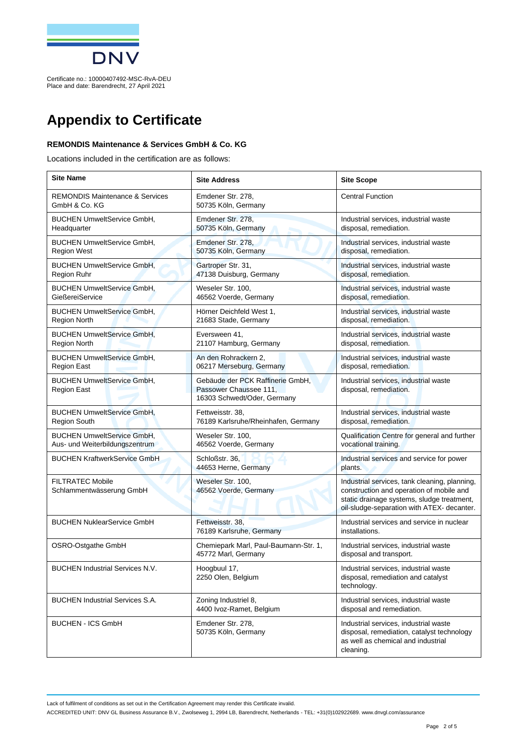Certificate no.: 10000407492-MSC-RvA-DEU
Place and date: Barendrecht, 27 April 2021

# Appendix to Certificate

**REMONDIS Maintenance & Services GmbH & Co. KG**

Locations included in the certification are as follows:

| Site Name | Site Address | Site Scope |
|---|---|---|
| REMONDIS Maintenance & Services GmbH & Co. KG | Emdener Str. 278, 50735 Köln, Germany | Central Function |
| BUCHEN UmweltService GmbH, Headquarter | Emdener Str. 278, 50735 Köln, Germany | Industrial services, industrial waste disposal, remediation. |
| BUCHEN UmweltService GmbH, Region West | Emdener Str. 278, 50735 Köln, Germany | Industrial services, industrial waste disposal, remediation. |
| BUCHEN UmweltService GmbH, Region Ruhr | Gartroper Str. 31, 47138 Duisburg, Germany | Industrial services, industrial waste disposal, remediation. |
| BUCHEN UmweltService GmbH, GießereiService | Weseler Str. 100, 46562 Voerde, Germany | Industrial services, industrial waste disposal, remediation. |
| BUCHEN UmweltService GmbH, Region North | Hörner Deichfeld West 1, 21683 Stade, Germany | Industrial services, industrial waste disposal, remediation. |
| BUCHEN UmweltService GmbH, Region North | Eversween 41, 21107 Hamburg, Germany | Industrial services, industrial waste disposal, remediation. |
| BUCHEN UmweltService GmbH, Region East | An den Rohrackern 2, 06217 Merseburg, Germany | Industrial services, industrial waste disposal, remediation. |
| BUCHEN UmweltService GmbH, Region East | Gebäude der PCK Raffinerie GmbH, Passower Chaussee 111, 16303 Schwedt/Oder, Germany | Industrial services, industrial waste disposal, remediation. |
| BUCHEN UmweltService GmbH, Region South | Fettweisstr. 38, 76189 Karlsruhe/Rheinhafen, Germany | Industrial services, industrial waste disposal, remediation. |
| BUCHEN UmweltService GmbH, Aus- und Weiterbildungszentrum | Weseler Str. 100, 46562 Voerde, Germany | Qualification Centre for general and further vocational training. |
| BUCHEN KraftwerkService GmbH | Schloßstr. 36, 44653 Herne, Germany | Industrial services and service for power plants. |
| FILTRATEC Mobile Schlammentwässerung GmbH | Weseler Str. 100, 46562 Voerde, Germany | Industrial services, tank cleaning, planning, construction and operation of mobile and static drainage systems, sludge treatment, oil-sludge-separation with ATEX- decanter. |
| BUCHEN NuklearService GmbH | Fettweisstr. 38, 76189 Karlsruhe, Germany | Industrial services and service in nuclear installations. |
| OSRO-Ostgathe GmbH | Chemiepark Marl, Paul-Baumann-Str. 1, 45772 Marl, Germany | Industrial services, industrial waste disposal and transport. |
| BUCHEN Industrial Services N.V. | Hoogbuul 17, 2250 Olen, Belgium | Industrial services, industrial waste disposal, remediation and catalyst technology. |
| BUCHEN Industrial Services S.A. | Zoning Industriel 8, 4400 Ivoz-Ramet, Belgium | Industrial services, industrial waste disposal and remediation. |
| BUCHEN - ICS GmbH | Emdener Str. 278, 50735 Köln, Germany | Industrial services, industrial waste disposal, remediation, catalyst technology as well as chemical and industrial cleaning. |

Lack of fulfilment of conditions as set out in the Certification Agreement may render this Certificate invalid.

ACCREDITED UNIT: DNV GL Business Assurance B.V., Zwolseweg 1, 2994 LB, Barendrecht, Netherlands - TEL: +31(0)102922689. www.dnvgl.com/assurance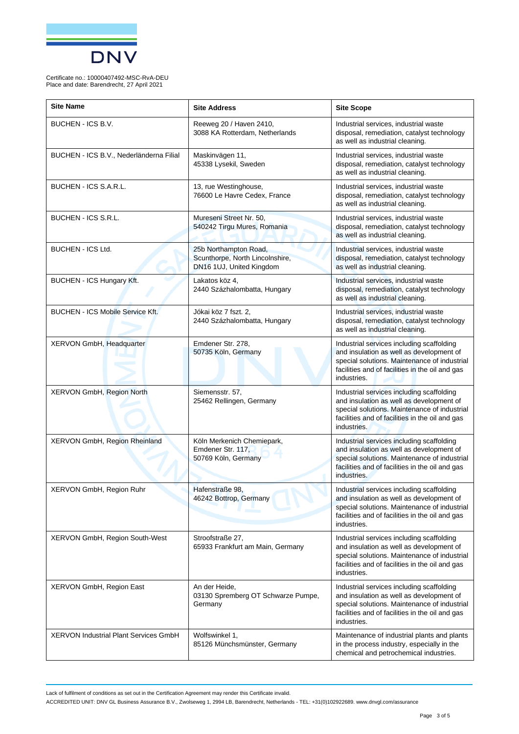Certificate no.: 10000407492-MSC-RvA-DEU
Place and date: Barendrecht, 27 April 2021

| Site Name | Site Address | Site Scope |
| --- | --- | --- |
| BUCHEN - ICS B.V. | Reeweg 20 / Haven 2410, 3088 KA Rotterdam, Netherlands | Industrial services, industrial waste disposal, remediation, catalyst technology as well as industrial cleaning. |
| BUCHEN - ICS B.V., Nederländerna Filial | Maskinvägen 11, 45338 Lysekil, Sweden | Industrial services, industrial waste disposal, remediation, catalyst technology as well as industrial cleaning. |
| BUCHEN - ICS S.A.R.L. | 13, rue Westinghouse, 76600 Le Havre Cedex, France | Industrial services, industrial waste disposal, remediation, catalyst technology as well as industrial cleaning. |
| BUCHEN - ICS S.R.L. | Mureseni Street Nr. 50, 540242 Tirgu Mures, Romania | Industrial services, industrial waste disposal, remediation, catalyst technology as well as industrial cleaning. |
| BUCHEN - ICS Ltd. | 25b Northampton Road, Scunthorpe, North Lincolnshire, DN16 1UJ, United Kingdom | Industrial services, industrial waste disposal, remediation, catalyst technology as well as industrial cleaning. |
| BUCHEN - ICS Hungary Kft. | Lakatos köz 4, 2440 Százhalombatta, Hungary | Industrial services, industrial waste disposal, remediation, catalyst technology as well as industrial cleaning. |
| BUCHEN - ICS Mobile Service Kft. | Jókai köz 7 fszt. 2, 2440 Százhalombatta, Hungary | Industrial services, industrial waste disposal, remediation, catalyst technology as well as industrial cleaning. |
| XERVON GmbH, Headquarter | Emdener Str. 278, 50735 Köln, Germany | Industrial services including scaffolding and insulation as well as development of special solutions. Maintenance of industrial facilities and of facilities in the oil and gas industries. |
| XERVON GmbH, Region North | Siemensstr. 57, 25462 Rellingen, Germany | Industrial services including scaffolding and insulation as well as development of special solutions. Maintenance of industrial facilities and of facilities in the oil and gas industries. |
| XERVON GmbH, Region Rheinland | Köln Merkenich Chemiepark, Emdener Str. 117, 50769 Köln, Germany | Industrial services including scaffolding and insulation as well as development of special solutions. Maintenance of industrial facilities and of facilities in the oil and gas industries. |
| XERVON GmbH, Region Ruhr | Hafenstraße 98, 46242 Bottrop, Germany | Industrial services including scaffolding and insulation as well as development of special solutions. Maintenance of industrial facilities and of facilities in the oil and gas industries. |
| XERVON GmbH, Region South-West | Stroofstraße 27, 65933 Frankfurt am Main, Germany | Industrial services including scaffolding and insulation as well as development of special solutions. Maintenance of industrial facilities and of facilities in the oil and gas industries. |
| XERVON GmbH, Region East | An der Heide, 03130 Spremberg OT Schwarze Pumpe, Germany | Industrial services including scaffolding and insulation as well as development of special solutions. Maintenance of industrial facilities and of facilities in the oil and gas industries. |
| XERVON Industrial Plant Services GmbH | Wolfswinkel 1, 85126 Münchsmünster, Germany | Maintenance of industrial plants and plants in the process industry, especially in the chemical and petrochemical industries. |

Lack of fulfilment of conditions as set out in the Certification Agreement may render this Certificate invalid.

ACCREDITED UNIT: DNV GL Business Assurance B.V., Zwolseweg 1, 2994 LB, Barendrecht, Netherlands - TEL: +31(0)102922689. www.dnvgl.com/assurance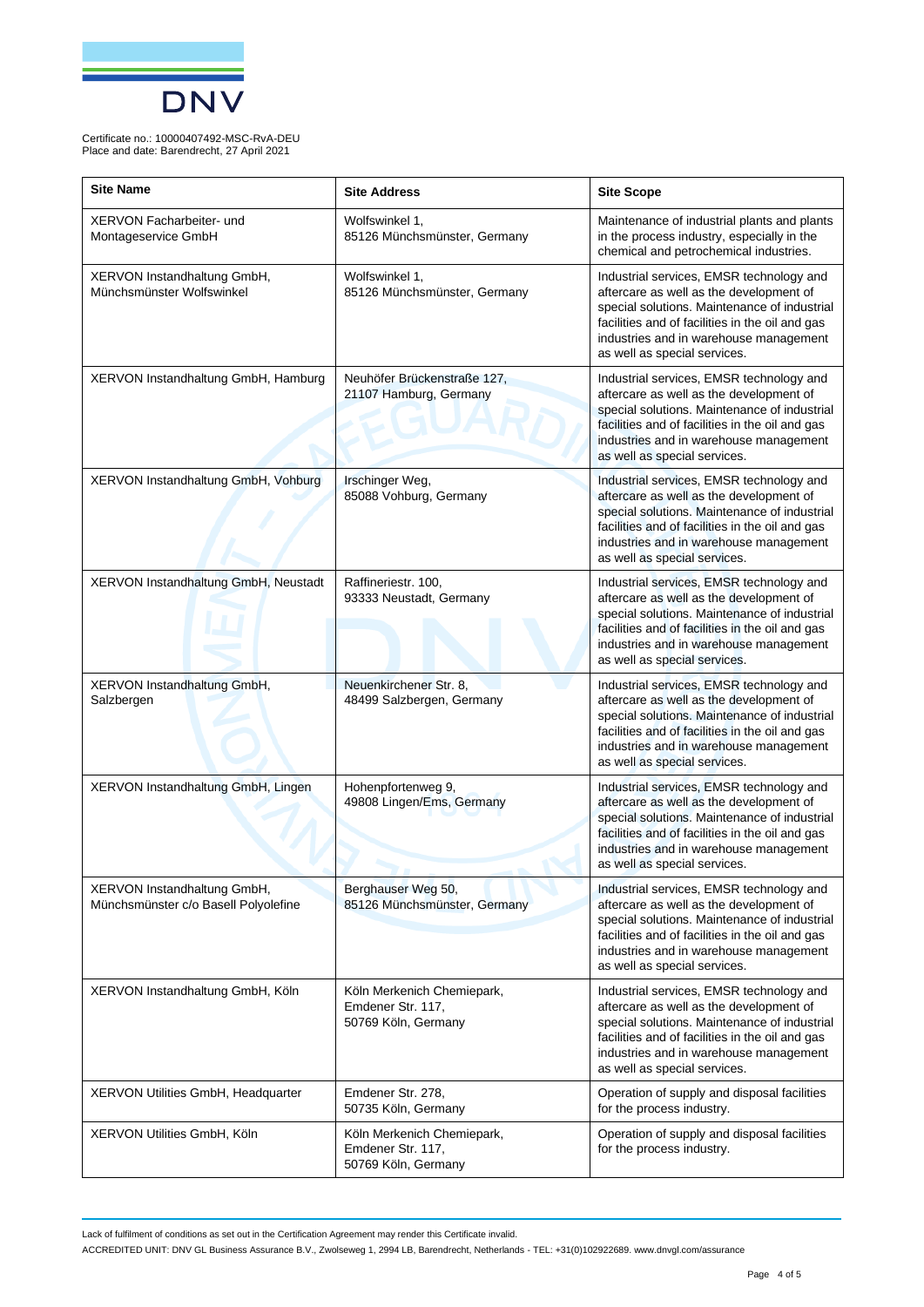Certificate no.: 10000407492-MSC-RvA-DEU
Place and date: Barendrecht, 27 April 2021

| Site Name | Site Address | Site Scope |
|---|---|---|
| XERVON Facharbeiter- und Montageservice GmbH | Wolfswinkel 1, 85126 Münchsmünster, Germany | Maintenance of industrial plants and plants in the process industry, especially in the chemical and petrochemical industries. |
| XERVON Instandhaltung GmbH, Münchsmünster Wolfswinkel | Wolfswinkel 1, 85126 Münchsmünster, Germany | Industrial services, EMSR technology and aftercare as well as the development of special solutions. Maintenance of industrial facilities and of facilities in the oil and gas industries and in warehouse management as well as special services. |
| XERVON Instandhaltung GmbH, Hamburg | Neuhöfer Brückenstraße 127, 21107 Hamburg, Germany | Industrial services, EMSR technology and aftercare as well as the development of special solutions. Maintenance of industrial facilities and of facilities in the oil and gas industries and in warehouse management as well as special services. |
| XERVON Instandhaltung GmbH, Vohburg | Irschinger Weg, 85088 Vohburg, Germany | Industrial services, EMSR technology and aftercare as well as the development of special solutions. Maintenance of industrial facilities and of facilities in the oil and gas industries and in warehouse management as well as special services. |
| XERVON Instandhaltung GmbH, Neustadt | Raffineriestr. 100, 93333 Neustadt, Germany | Industrial services, EMSR technology and aftercare as well as the development of special solutions. Maintenance of industrial facilities and of facilities in the oil and gas industries and in warehouse management as well as special services. |
| XERVON Instandhaltung GmbH, Salzbergen | Neuenkirchener Str. 8, 48499 Salzbergen, Germany | Industrial services, EMSR technology and aftercare as well as the development of special solutions. Maintenance of industrial facilities and of facilities in the oil and gas industries and in warehouse management as well as special services. |
| XERVON Instandhaltung GmbH, Lingen | Hohenpfortenweg 9, 49808 Lingen/Ems, Germany | Industrial services, EMSR technology and aftercare as well as the development of special solutions. Maintenance of industrial facilities and of facilities in the oil and gas industries and in warehouse management as well as special services. |
| XERVON Instandhaltung GmbH, Münchsmünster c/o Basell Polyolefine | Berghauser Weg 50, 85126 Münchsmünster, Germany | Industrial services, EMSR technology and aftercare as well as the development of special solutions. Maintenance of industrial facilities and of facilities in the oil and gas industries and in warehouse management as well as special services. |
| XERVON Instandhaltung GmbH, Köln | Köln Merkenich Chemiepark, Emdener Str. 117, 50769 Köln, Germany | Industrial services, EMSR technology and aftercare as well as the development of special solutions. Maintenance of industrial facilities and of facilities in the oil and gas industries and in warehouse management as well as special services. |
| XERVON Utilities GmbH, Headquarter | Emdener Str. 278, 50735 Köln, Germany | Operation of supply and disposal facilities for the process industry. |
| XERVON Utilities GmbH, Köln | Köln Merkenich Chemiepark, Emdener Str. 117, 50769 Köln, Germany | Operation of supply and disposal facilities for the process industry. |

Lack of fulfilment of conditions as set out in the Certification Agreement may render this Certificate invalid.

ACCREDITED UNIT: DNV GL Business Assurance B.V., Zwolseweg 1, 2994 LB, Barendrecht, Netherlands - TEL: +31(0)102922689. www.dnvgl.com/assurance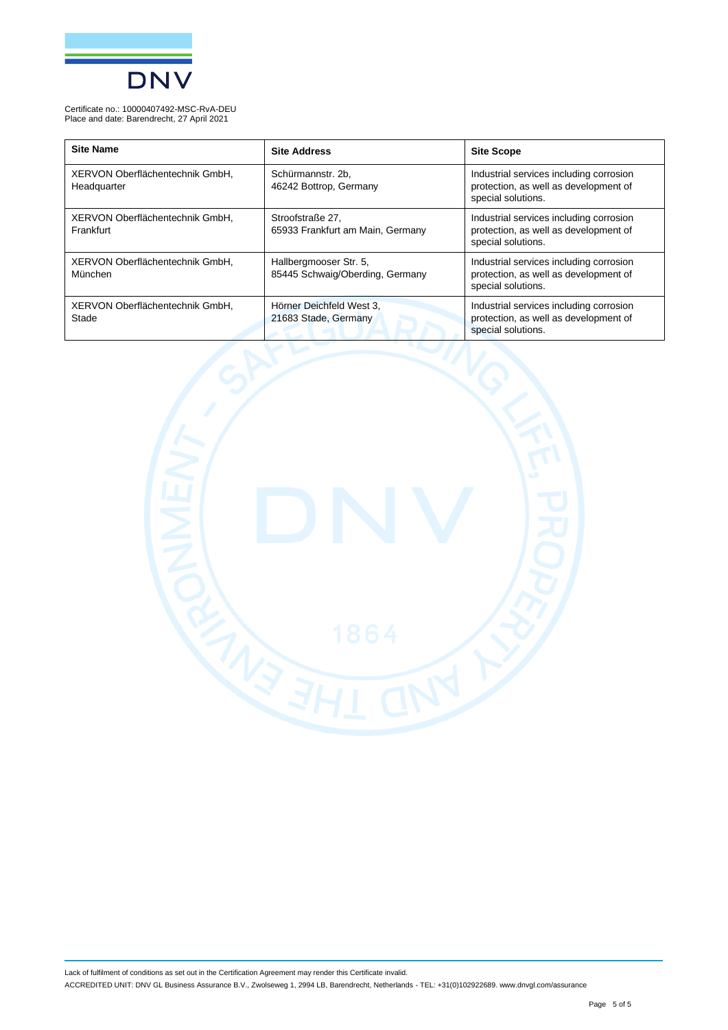Certificate no.: 10000407492-MSC-RvA-DEU
Place and date: Barendrecht, 27 April 2021

| Site Name | Site Address | Site Scope |
|---|---|---|
| XERVON Oberflächentechnik GmbH, Headquarter | Schürmannstr. 2b, 46242 Bottrop, Germany | Industrial services including corrosion protection, as well as development of special solutions. |
| XERVON Oberflächentechnik GmbH, Frankfurt | Stroofstraße 27, 65933 Frankfurt am Main, Germany | Industrial services including corrosion protection, as well as development of special solutions. |
| XERVON Oberflächentechnik GmbH, München | Hallbergmooser Str. 5, 85445 Schwaig/Oberding, Germany | Industrial services including corrosion protection, as well as development of special solutions. |
| XERVON Oberflächentechnik GmbH, Stade | Hörner Deichfeld West 3, 21683 Stade, Germany | Industrial services including corrosion protection, as well as development of special solutions. |

Lack of fulfilment of conditions as set out in the Certification Agreement may render this Certificate invalid.

ACCREDITED UNIT: DNV GL Business Assurance B.V., Zwolseweg 1, 2994 LB, Barendrecht, Netherlands - TEL: +31(0)102922689. www.dnvgl.com/assurance